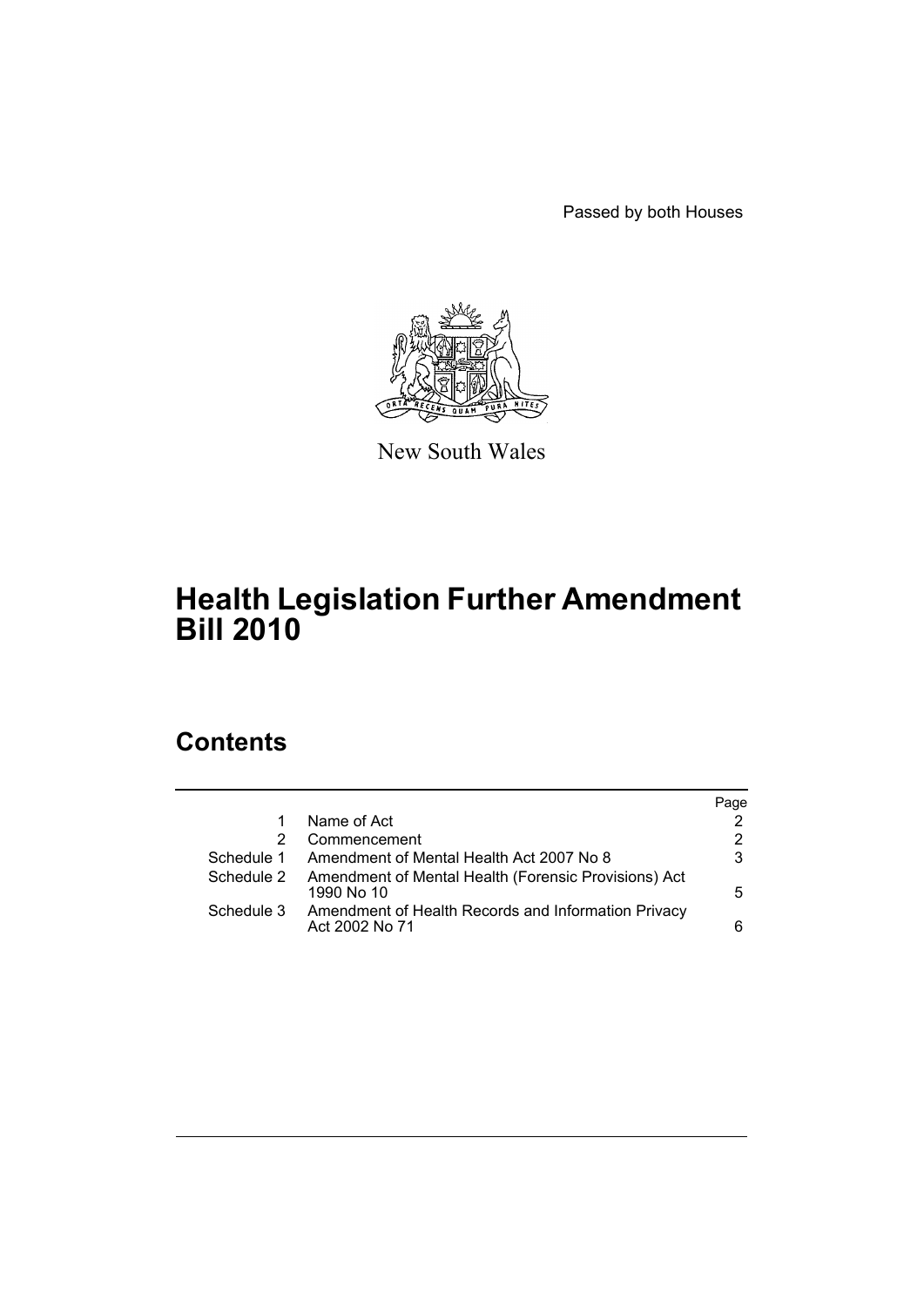Passed by both Houses

New South Wales

# Health Legislation Further Amendment Bill 2010

## Contents

| | | Page |
|---|---|---|
| 1 | Name of Act | 2 |
| 2 | Commencement | 2 |
| Schedule 1 | Amendment of Mental Health Act 2007 No 8 | 3 |
| Schedule 2 | Amendment of Mental Health (Forensic Provisions) Act 1990 No 10 | 5 |
| Schedule 3 | Amendment of Health Records and Information Privacy Act 2002 No 71 | 6 |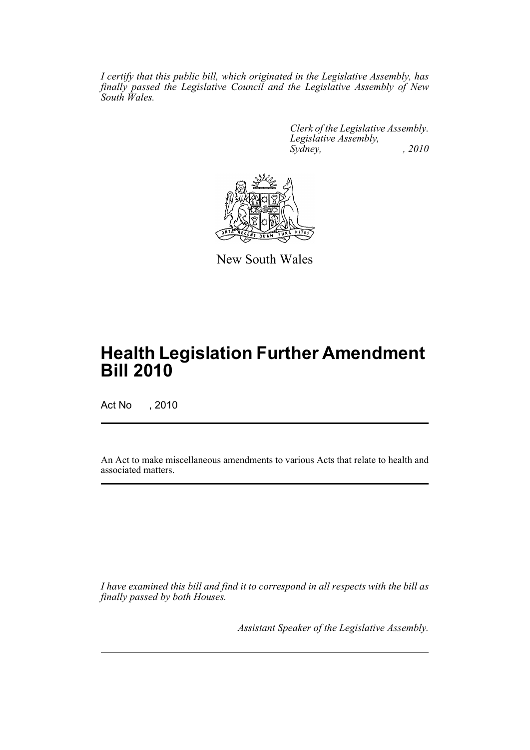*I certify that this public bill, which originated in the Legislative Assembly, has finally passed the Legislative Council and the Legislative Assembly of New South Wales.*

*Clerk of the Legislative Assembly.*
*Legislative Assembly,*
*Sydney, , 2010*

New South Wales

# Health Legislation Further Amendment Bill 2010

Act No , 2010

An Act to make miscellaneous amendments to various Acts that relate to health and associated matters.

*I have examined this bill and find it to correspond in all respects with the bill as finally passed by both Houses.*

*Assistant Speaker of the Legislative Assembly.*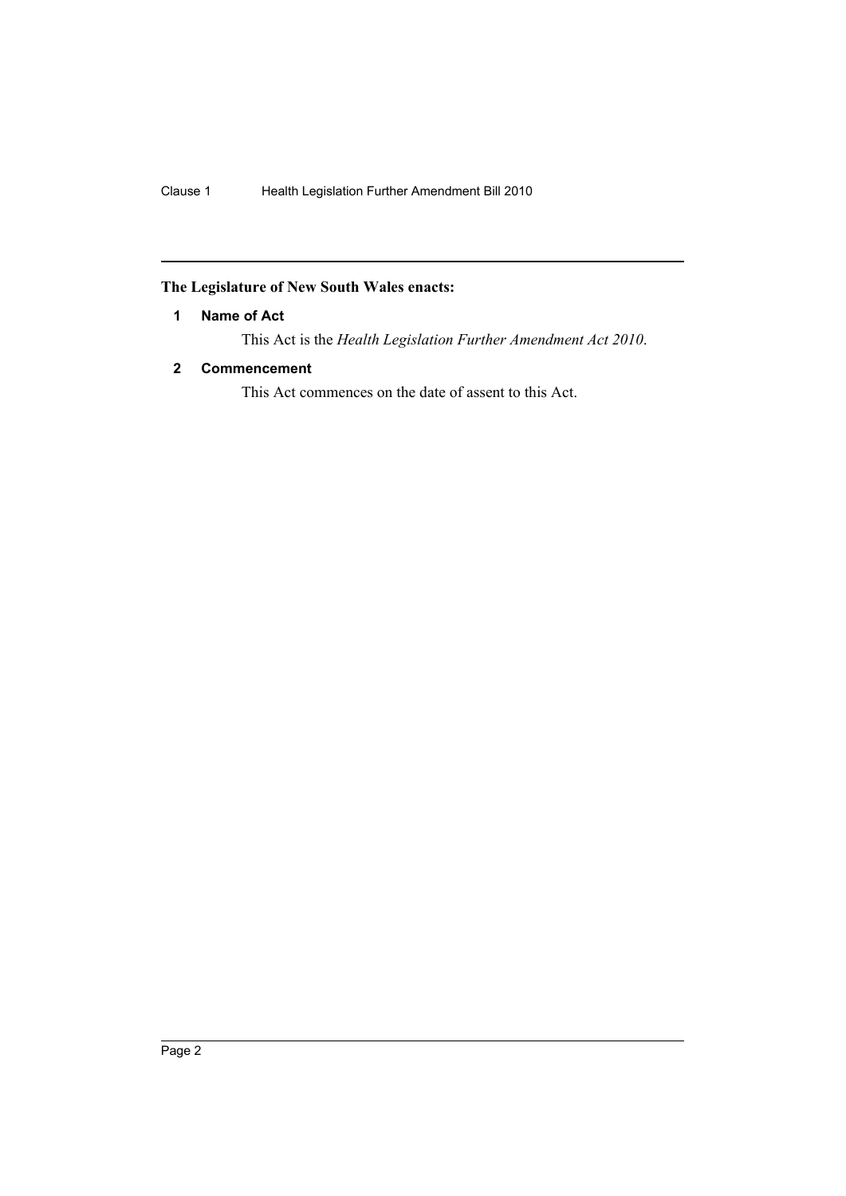**The Legislature of New South Wales enacts:**

### 1 Name of Act

This Act is the *Health Legislation Further Amendment Act 2010*.

### 2 Commencement

This Act commences on the date of assent to this Act.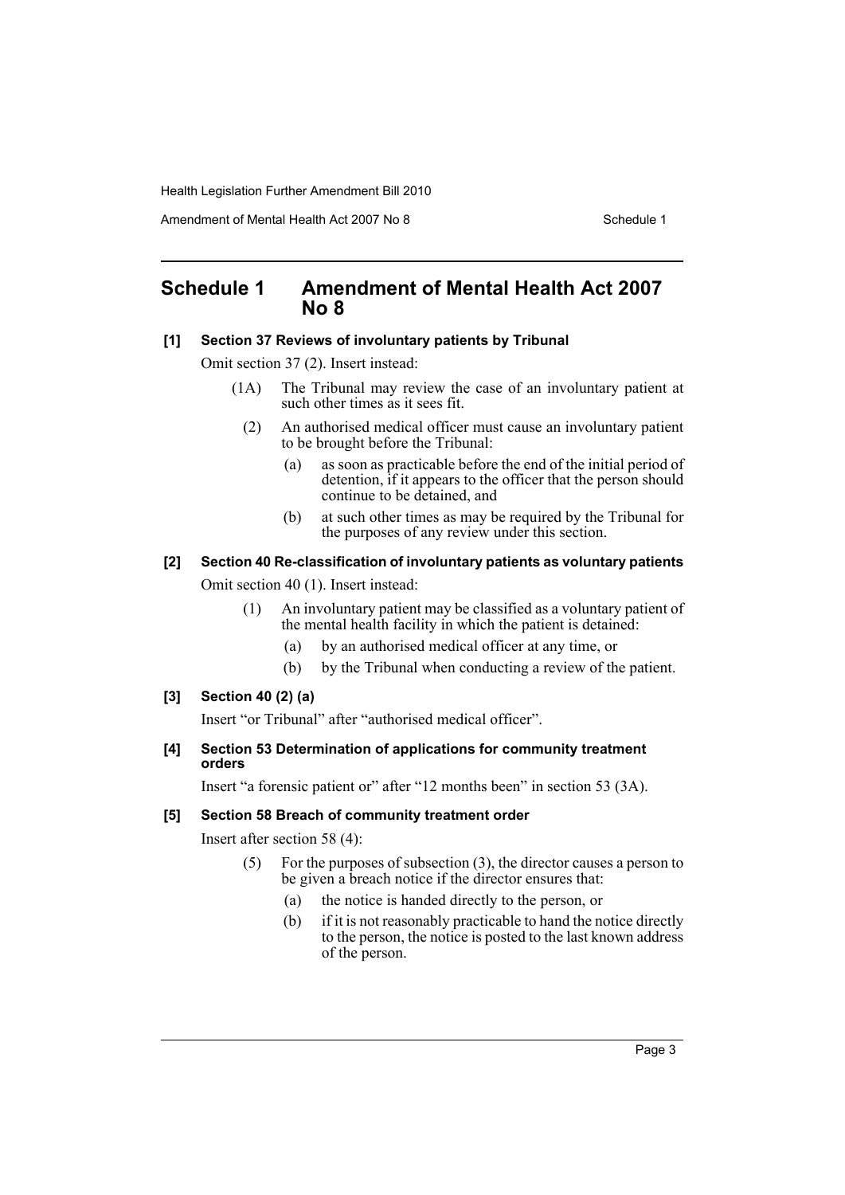# Schedule 1 Amendment of Mental Health Act 2007 No 8

**[1] Section 37 Reviews of involuntary patients by Tribunal**

Omit section 37 (2). Insert instead:

(1A) The Tribunal may review the case of an involuntary patient at such other times as it sees fit.

(2) An authorised medical officer must cause an involuntary patient to be brought before the Tribunal:

(a) as soon as practicable before the end of the initial period of detention, if it appears to the officer that the person should continue to be detained, and

(b) at such other times as may be required by the Tribunal for the purposes of any review under this section.

**[2] Section 40 Re-classification of involuntary patients as voluntary patients**

Omit section 40 (1). Insert instead:

(1) An involuntary patient may be classified as a voluntary patient of the mental health facility in which the patient is detained:

(a) by an authorised medical officer at any time, or

(b) by the Tribunal when conducting a review of the patient.

**[3] Section 40 (2) (a)**

Insert "or Tribunal" after "authorised medical officer".

**[4] Section 53 Determination of applications for community treatment orders**

Insert "a forensic patient or" after "12 months been" in section 53 (3A).

**[5] Section 58 Breach of community treatment order**

Insert after section 58 (4):

(5) For the purposes of subsection (3), the director causes a person to be given a breach notice if the director ensures that:

(a) the notice is handed directly to the person, or

(b) if it is not reasonably practicable to hand the notice directly to the person, the notice is posted to the last known address of the person.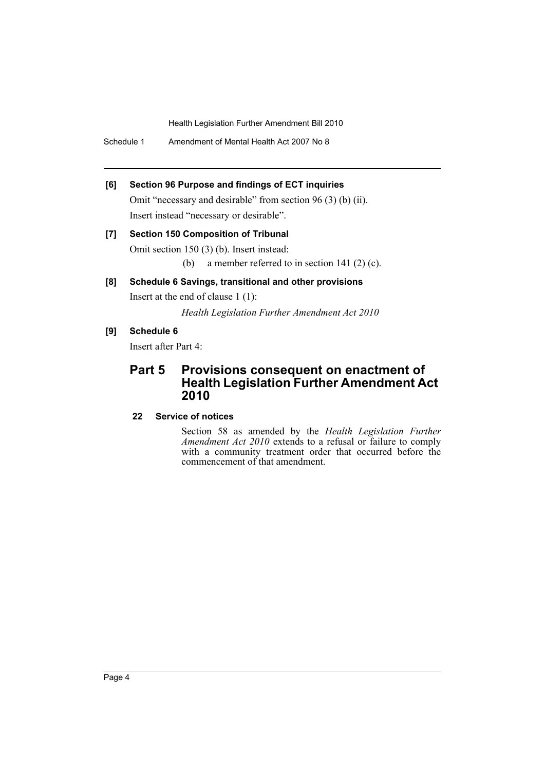**[6] Section 96 Purpose and findings of ECT inquiries**

Omit "necessary and desirable" from section 96 (3) (b) (ii).

Insert instead "necessary or desirable".

**[7] Section 150 Composition of Tribunal**

Omit section 150 (3) (b). Insert instead:

(b) a member referred to in section 141 (2) (c).

**[8] Schedule 6 Savings, transitional and other provisions**

Insert at the end of clause 1 (1):

*Health Legislation Further Amendment Act 2010*

**[9] Schedule 6**

Insert after Part 4:

## Part 5 Provisions consequent on enactment of Health Legislation Further Amendment Act 2010

### 22 Service of notices

Section 58 as amended by the *Health Legislation Further Amendment Act 2010* extends to a refusal or failure to comply with a community treatment order that occurred before the commencement of that amendment.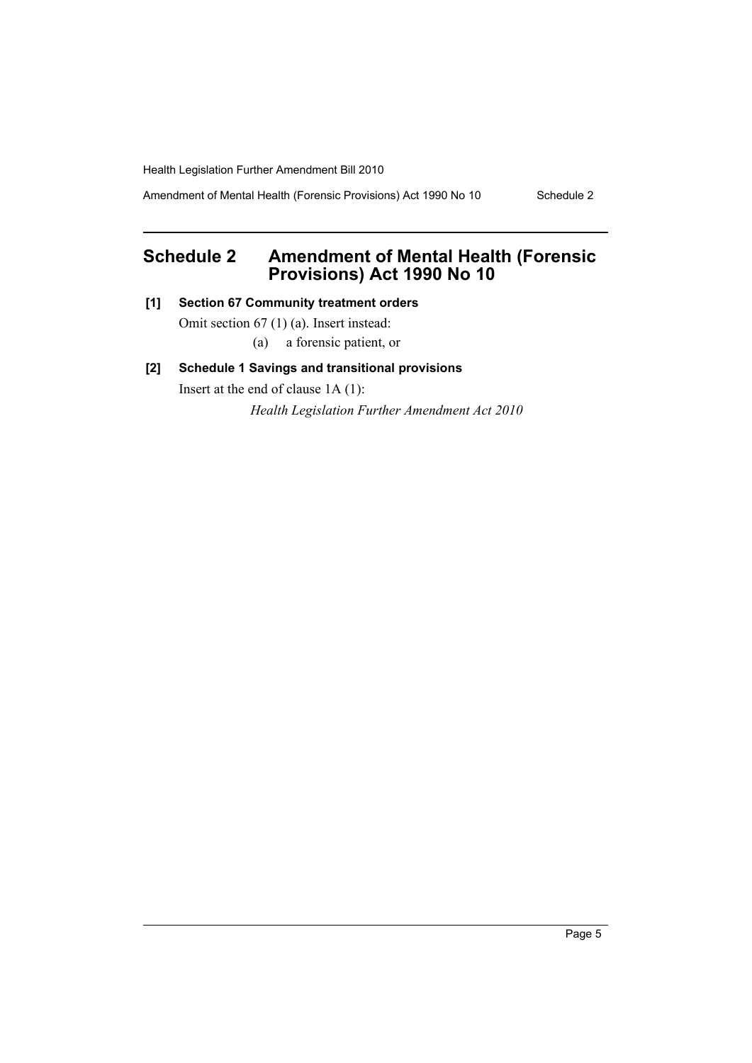# Schedule 2 Amendment of Mental Health (Forensic Provisions) Act 1990 No 10

**[1] Section 67 Community treatment orders**

Omit section 67 (1) (a). Insert instead:

(a) a forensic patient, or

**[2] Schedule 1 Savings and transitional provisions**

Insert at the end of clause 1A (1):

*Health Legislation Further Amendment Act 2010*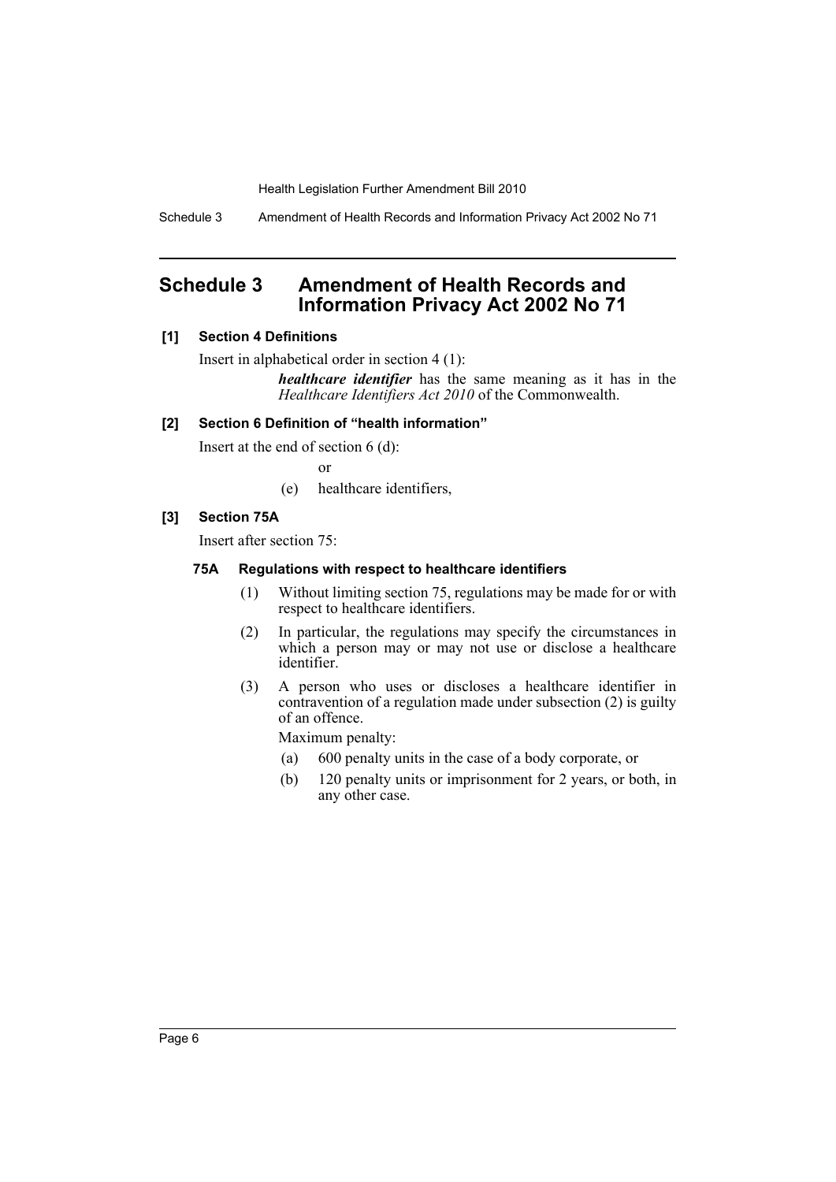# Schedule 3 Amendment of Health Records and Information Privacy Act 2002 No 71

**[1] Section 4 Definitions**

Insert in alphabetical order in section 4 (1):

> ***healthcare identifier*** has the same meaning as it has in the *Healthcare Identifiers Act 2010* of the Commonwealth.

**[2] Section 6 Definition of "health information"**

Insert at the end of section 6 (d):

> or
>
> (e) healthcare identifiers,

**[3] Section 75A**

Insert after section 75:

**75A Regulations with respect to healthcare identifiers**

(1) Without limiting section 75, regulations may be made for or with respect to healthcare identifiers.

(2) In particular, the regulations may specify the circumstances in which a person may or may not use or disclose a healthcare identifier.

(3) A person who uses or discloses a healthcare identifier in contravention of a regulation made under subsection (2) is guilty of an offence.

Maximum penalty:

(a) 600 penalty units in the case of a body corporate, or

(b) 120 penalty units or imprisonment for 2 years, or both, in any other case.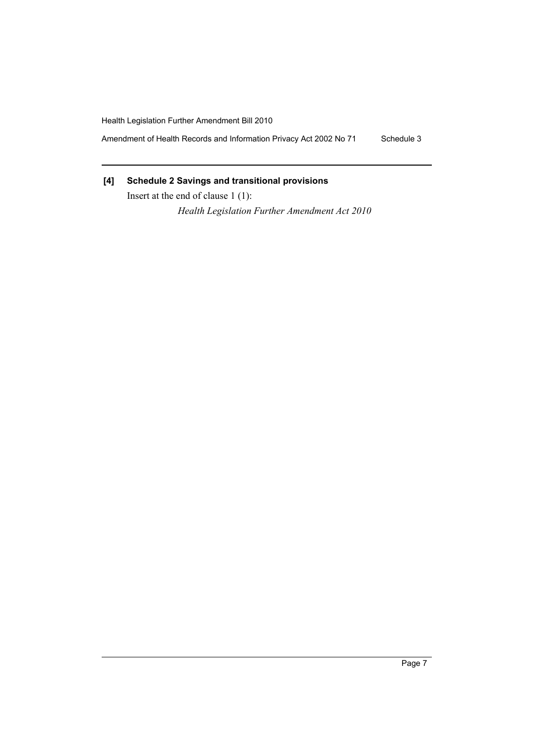**[4] Schedule 2 Savings and transitional provisions**

Insert at the end of clause 1 (1):

*Health Legislation Further Amendment Act 2010*